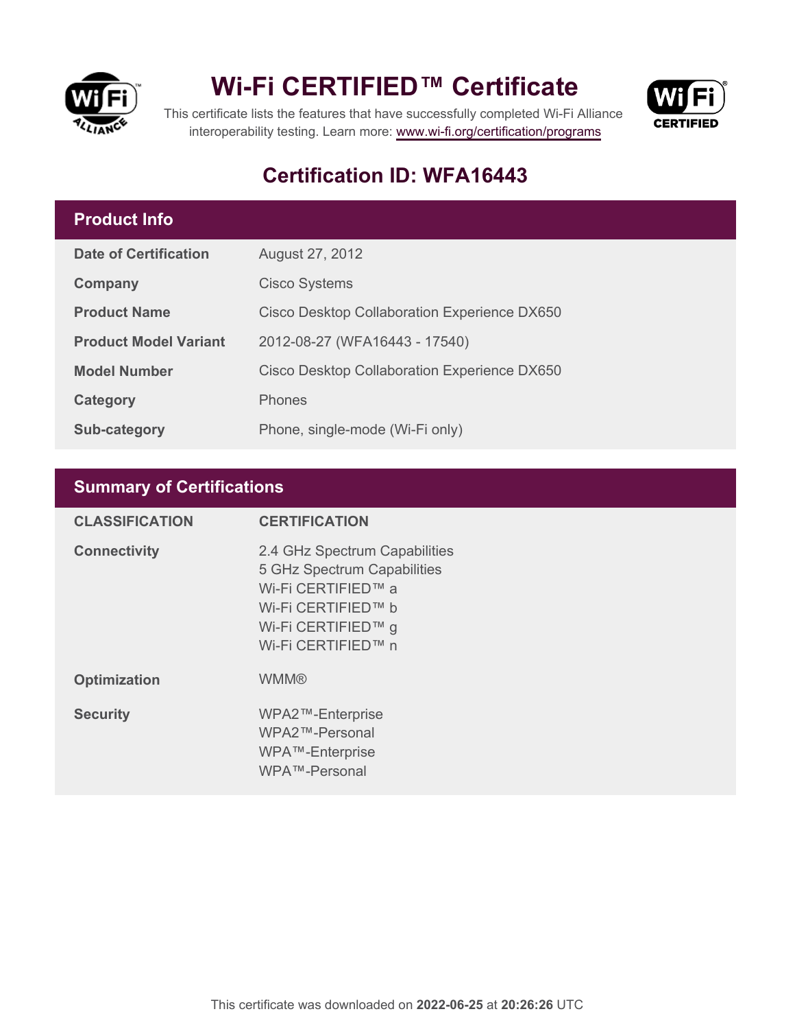# Wi-Fi CERTIFIED™ Certificate

This certificate lists the features that have successfully completed Wi-Fi Alliance interoperability testing. Learn more: www.wi-fi.org/certification/programs

## Certification ID: WFA16443

### Product Info

| | |
|---|---|
| **Date of Certification** | August 27, 2012 |
| **Company** | Cisco Systems |
| **Product Name** | Cisco Desktop Collaboration Experience DX650 |
| **Product Model Variant** | 2012-08-27 (WFA16443 - 17540) |
| **Model Number** | Cisco Desktop Collaboration Experience DX650 |
| **Category** | Phones |
| **Sub-category** | Phone, single-mode (Wi-Fi only) |

### Summary of Certifications

| CLASSIFICATION | CERTIFICATION |
|---|---|
| **Connectivity** | 2.4 GHz Spectrum Capabilities<br>5 GHz Spectrum Capabilities<br>Wi-Fi CERTIFIED™ a<br>Wi-Fi CERTIFIED™ b<br>Wi-Fi CERTIFIED™ g<br>Wi-Fi CERTIFIED™ n |
| **Optimization** | WMM® |
| **Security** | WPA2™-Enterprise<br>WPA2™-Personal<br>WPA™-Enterprise<br>WPA™-Personal |

This certificate was downloaded on **2022-06-25** at **20:26:26** UTC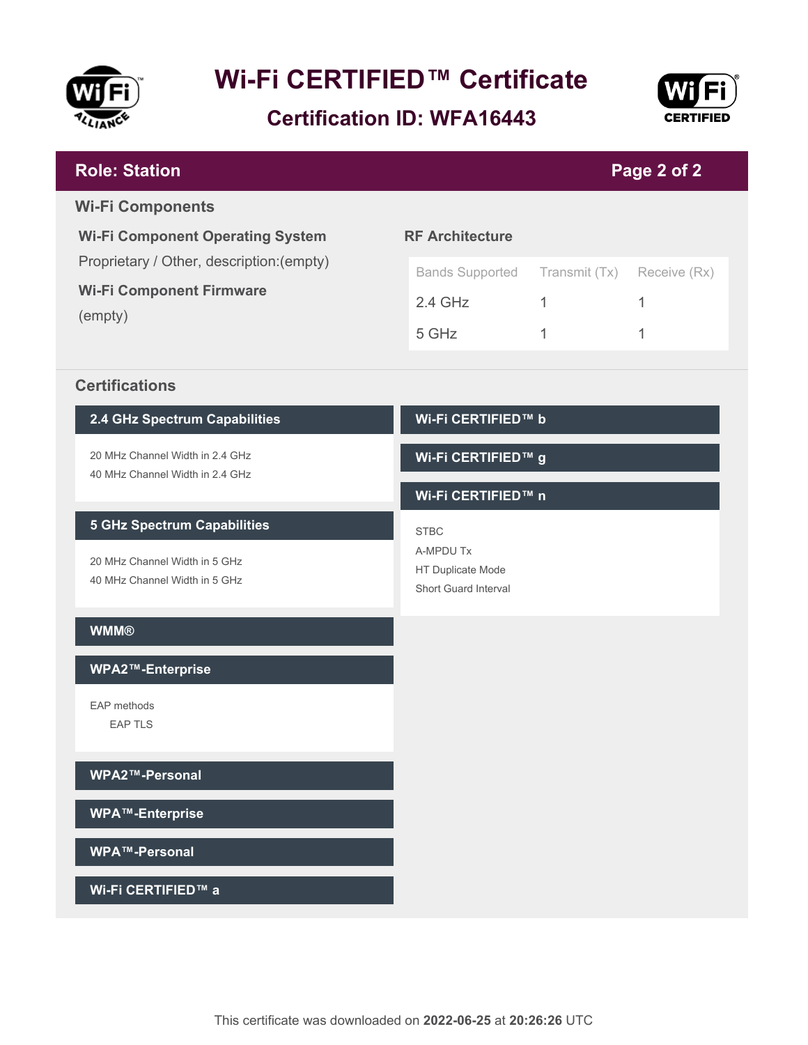# Wi-Fi CERTIFIED™ Certificate

## Certification ID: WFA16443

**Role: Station**

### Wi-Fi Components

**Wi-Fi Component Operating System**

Proprietary / Other, description:(empty)

**Wi-Fi Component Firmware**

(empty)

**RF Architecture**

| Bands Supported | Transmit (Tx) | Receive (Rx) |
|---|---|---|
| 2.4 GHz | 1 | 1 |
| 5 GHz | 1 | 1 |

### Certifications

**2.4 GHz Spectrum Capabilities**

- 20 MHz Channel Width in 2.4 GHz
- 40 MHz Channel Width in 2.4 GHz

**5 GHz Spectrum Capabilities**

- 20 MHz Channel Width in 5 GHz
- 40 MHz Channel Width in 5 GHz

**WMM®**

**WPA2™-Enterprise**

- EAP methods
  - EAP TLS

**WPA2™-Personal**

**WPA™-Enterprise**

**WPA™-Personal**

**Wi-Fi CERTIFIED™ a**

**Wi-Fi CERTIFIED™ b**

**Wi-Fi CERTIFIED™ g**

**Wi-Fi CERTIFIED™ n**

- STBC
- A-MPDU Tx
- HT Duplicate Mode
- Short Guard Interval

This certificate was downloaded on **2022-06-25** at **20:26:26** UTC